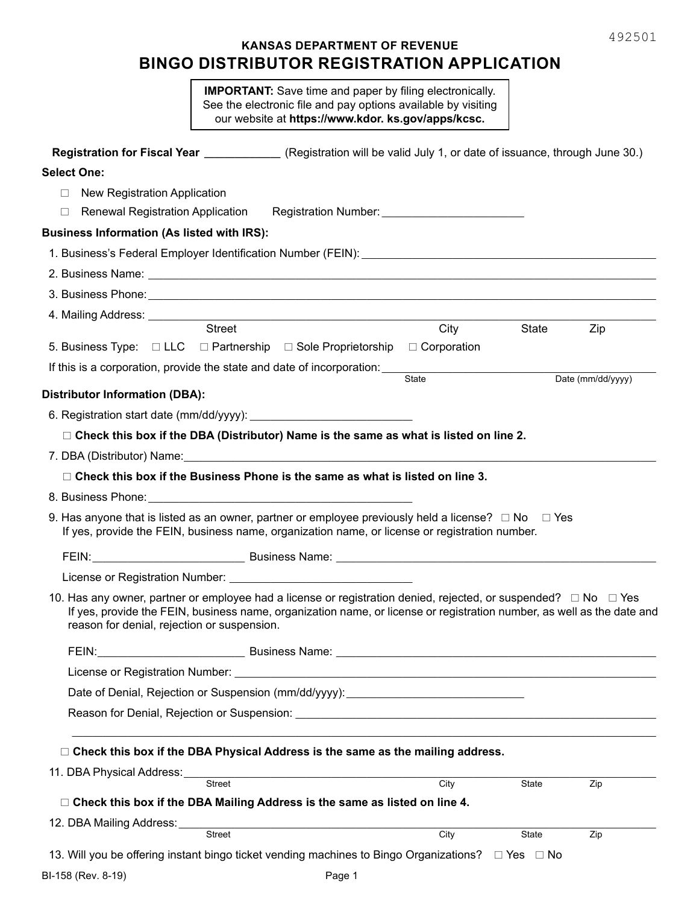492501

**KANSAS DEPARTMENT OF REVENUE**

# BINGO DISTRIBUTOR REGISTRATION APPLICATION

> **IMPORTANT:** Save time and paper by filing electronically. See the electronic file and pay options available by visiting our website at **https://www.kdor. ks.gov/apps/kcsc.**

**Registration for Fiscal Year** ____________ (Registration will be valid July 1, or date of issuance, through June 30.)

**Select One:**

- ☐ New Registration Application
- ☐ Renewal Registration Application     Registration Number: ______________________

**Business Information (As listed with IRS):**

1. Business's Federal Employer Identification Number (FEIN): ______________________
2. Business Name: ______________________
3. Business Phone: ______________________
4. Mailing Address: ______________________
   Street     City     State     Zip
5. Business Type: ☐ LLC   ☐ Partnership   ☐ Sole Proprietorship   ☐ Corporation

If this is a corporation, provide the state and date of incorporation: ______________________
State     Date (mm/dd/yyyy)

**Distributor Information (DBA):**

6. Registration start date (mm/dd/yyyy): ______________________

   ☐ **Check this box if the DBA (Distributor) Name is the same as what is listed on line 2.**

7. DBA (Distributor) Name: ______________________

   ☐ **Check this box if the Business Phone is the same as what is listed on line 3.**

8. Business Phone: ______________________
9. Has anyone that is listed as an owner, partner or employee previously held a license? ☐ No   ☐ Yes
   If yes, provide the FEIN, business name, organization name, or license or registration number.

   FEIN: ______________ Business Name: ______________________

   License or Registration Number: ______________________

10. Has any owner, partner or employee had a license or registration denied, rejected, or suspended? ☐ No   ☐ Yes
    If yes, provide the FEIN, business name, organization name, or license or registration number, as well as the date and reason for denial, rejection or suspension.

    FEIN: ______________ Business Name: ______________________

    License or Registration Number: ______________________

    Date of Denial, Rejection or Suspension (mm/dd/yyyy): ______________________

    Reason for Denial, Rejection or Suspension: ______________________

    ______________________

   ☐ **Check this box if the DBA Physical Address is the same as the mailing address.**

11. DBA Physical Address: ______________________
    Street     City     State     Zip

   ☐ **Check this box if the DBA Mailing Address is the same as listed on line 4.**

12. DBA Mailing Address: ______________________
    Street     City     State     Zip
13. Will you be offering instant bingo ticket vending machines to Bingo Organizations? ☐ Yes   ☐ No

BI-158 (Rev. 8-19)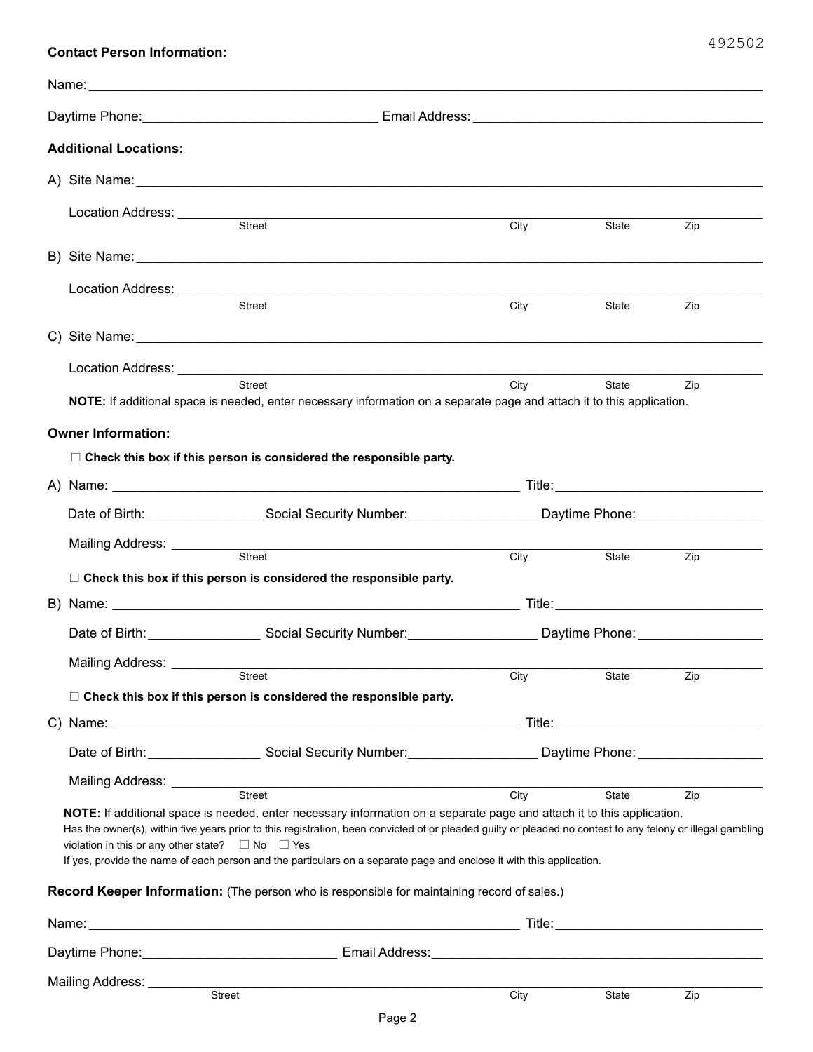**Contact Person Information:**

Name: ______________________________________________

Daytime Phone: ______________________ Email Address: ______________________

**Additional Locations:**

A) Site Name: ______________________________________________

Location Address: ______________________________________________
Street City State Zip

B) Site Name: ______________________________________________

Location Address: ______________________________________________
Street City State Zip

C) Site Name: ______________________________________________

Location Address: ______________________________________________
Street City State Zip

**NOTE:** If additional space is needed, enter necessary information on a separate page and attach it to this application.

**Owner Information:**

☐ **Check this box if this person is considered the responsible party.**

A) Name: ______________________________ Title: ______________________

Date of Birth: ______________ Social Security Number: ______________ Daytime Phone: ______________

Mailing Address: ______________________________________________
Street City State Zip

☐ **Check this box if this person is considered the responsible party.**

B) Name: ______________________________ Title: ______________________

Date of Birth: ______________ Social Security Number: ______________ Daytime Phone: ______________

Mailing Address: ______________________________________________
Street City State Zip

☐ **Check this box if this person is considered the responsible party.**

C) Name: ______________________________ Title: ______________________

Date of Birth: ______________ Social Security Number: ______________ Daytime Phone: ______________

Mailing Address: ______________________________________________
Street City State Zip

**NOTE:** If additional space is needed, enter necessary information on a separate page and attach it to this application.

Has the owner(s), within five years prior to this registration, been convicted of or pleaded guilty or pleaded no contest to any felony or illegal gambling violation in this or any other state? ☐ No ☐ Yes

If yes, provide the name of each person and the particulars on a separate page and enclose it with this application.

**Record Keeper Information:** (The person who is responsible for maintaining record of sales.)

Name: ______________________________ Title: ______________________

Daytime Phone: ______________________ Email Address: ______________________

Mailing Address: ______________________________________________
Street City State Zip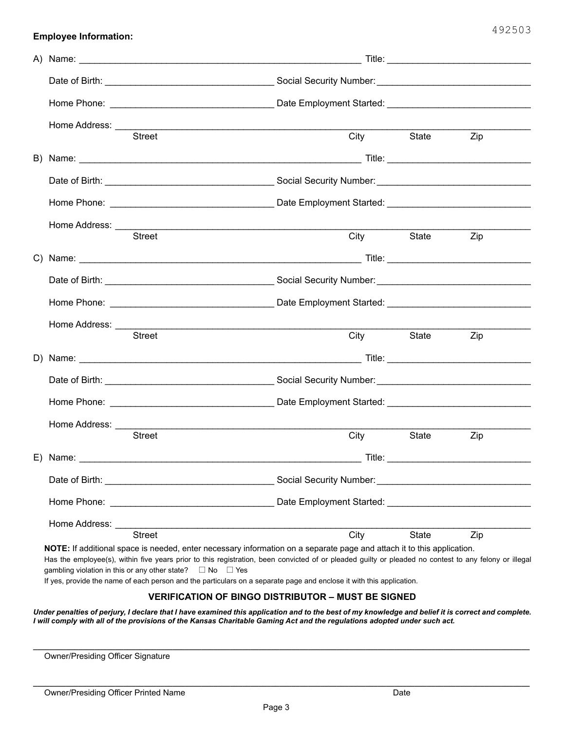492503

**Employee Information:**

A) Name: ______________________________ Title: ______________________________

Date of Birth: ______________________________ Social Security Number: ______________________________

Home Phone: ______________________________ Date Employment Started: ______________________________

Home Address: ______________________________________________________________
Street City State Zip

B) Name: ______________________________ Title: ______________________________

Date of Birth: ______________________________ Social Security Number: ______________________________

Home Phone: ______________________________ Date Employment Started: ______________________________

Home Address: ______________________________________________________________
Street City State Zip

C) Name: ______________________________ Title: ______________________________

Date of Birth: ______________________________ Social Security Number: ______________________________

Home Phone: ______________________________ Date Employment Started: ______________________________

Home Address: ______________________________________________________________
Street City State Zip

D) Name: ______________________________ Title: ______________________________

Date of Birth: ______________________________ Social Security Number: ______________________________

Home Phone: ______________________________ Date Employment Started: ______________________________

Home Address: ______________________________________________________________
Street City State Zip

E) Name: ______________________________ Title: ______________________________

Date of Birth: ______________________________ Social Security Number: ______________________________

Home Phone: ______________________________ Date Employment Started: ______________________________

Home Address: ______________________________________________________________
Street City State Zip

**NOTE:** If additional space is needed, enter necessary information on a separate page and attach it to this application.

Has the employee(s), within five years prior to this registration, been convicted of or pleaded guilty or pleaded no contest to any felony or illegal gambling violation in this or any other state? ☐ No ☐ Yes

If yes, provide the name of each person and the particulars on a separate page and enclose it with this application.

## VERIFICATION OF BINGO DISTRIBUTOR – MUST BE SIGNED

***Under penalties of perjury, I declare that I have examined this application and to the best of my knowledge and belief it is correct and complete. I will comply with all of the provisions of the Kansas Charitable Gaming Act and the regulations adopted under such act.***

______________________________________________________________
Owner/Presiding Officer Signature

______________________________________________________________
Owner/Presiding Officer Printed Name Date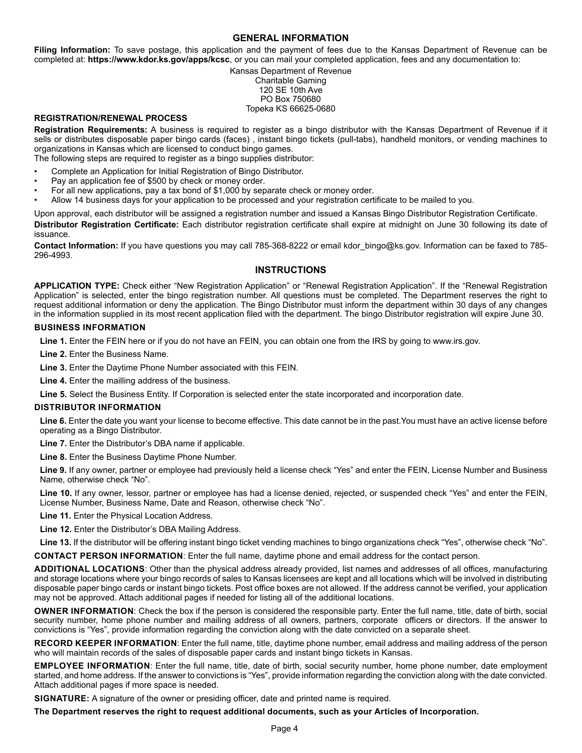## GENERAL INFORMATION

**Filing Information:** To save postage, this application and the payment of fees due to the Kansas Department of Revenue can be completed at: **https://www.kdor.ks.gov/apps/kcsc**, or you can mail your completed application, fees and any documentation to:

Kansas Department of Revenue
Charitable Gaming
120 SE 10th Ave
PO Box 750680
Topeka KS 66625-0680

### REGISTRATION/RENEWAL PROCESS

**Registration Requirements:** A business is required to register as a bingo distributor with the Kansas Department of Revenue if it sells or distributes disposable paper bingo cards (faces) , instant bingo tickets (pull-tabs), handheld monitors, or vending machines to organizations in Kansas which are licensed to conduct bingo games.

The following steps are required to register as a bingo supplies distributor:

- Complete an Application for Initial Registration of Bingo Distributor.
- Pay an application fee of $500 by check or money order.
- For all new applications, pay a tax bond of $1,000 by separate check or money order.
- Allow 14 business days for your application to be processed and your registration certificate to be mailed to you.

Upon approval, each distributor will be assigned a registration number and issued a Kansas Bingo Distributor Registration Certificate.

**Distributor Registration Certificate:** Each distributor registration certificate shall expire at midnight on June 30 following its date of issuance.

**Contact Information:** If you have questions you may call 785-368-8222 or email kdor_bingo@ks.gov. Information can be faxed to 785-296-4993.

## INSTRUCTIONS

**APPLICATION TYPE:** Check either “New Registration Application” or “Renewal Registration Application”. If the “Renewal Registration Application” is selected, enter the bingo registration number. All questions must be completed. The Department reserves the right to request additional information or deny the application. The Bingo Distributor must inform the department within 30 days of any changes in the information supplied in its most recent application filed with the department. The bingo Distributor registration will expire June 30.

### BUSINESS INFORMATION

**Line 1.** Enter the FEIN here or if you do not have an FEIN, you can obtain one from the IRS by going to www.irs.gov.

**Line 2.** Enter the Business Name.

**Line 3.** Enter the Daytime Phone Number associated with this FEIN.

**Line 4.** Enter the mailling address of the business.

**Line 5.** Select the Business Entity. If Corporation is selected enter the state incorporated and incorporation date.

### DISTRIBUTOR INFORMATION

**Line 6.** Enter the date you want your license to become effective. This date cannot be in the past.You must have an active license before operating as a Bingo Distributor.

**Line 7.** Enter the Distributor’s DBA name if applicable.

**Line 8.** Enter the Business Daytime Phone Number.

**Line 9.** If any owner, partner or employee had previously held a license check “Yes” and enter the FEIN, License Number and Business Name, otherwise check “No”.

**Line 10.** If any owner, lessor, partner or employee has had a license denied, rejected, or suspended check “Yes” and enter the FEIN, License Number, Business Name, Date and Reason, otherwise check “No”.

**Line 11.** Enter the Physical Location Address.

**Line 12.** Enter the Distributor’s DBA Mailing Address.

**Line 13.** If the distributor will be offering instant bingo ticket vending machines to bingo organizations check “Yes”, otherwise check “No”.

**CONTACT PERSON INFORMATION**: Enter the full name, daytime phone and email address for the contact person.

**ADDITIONAL LOCATIONS**: Other than the physical address already provided, list names and addresses of all offices, manufacturing and storage locations where your bingo records of sales to Kansas licensees are kept and all locations which will be involved in distributing disposable paper bingo cards or instant bingo tickets. Post office boxes are not allowed. If the address cannot be verified, your application may not be approved. Attach additional pages if needed for listing all of the additional locations.

**OWNER INFORMATION**: Check the box if the person is considered the responsible party. Enter the full name, title, date of birth, social security number, home phone number and mailing address of all owners, partners, corporate officers or directors. If the answer to convictions is “Yes”, provide information regarding the conviction along with the date convicted on a separate sheet.

**RECORD KEEPER INFORMATION**: Enter the full name, title, daytime phone number, email address and mailing address of the person who will maintain records of the sales of disposable paper cards and instant bingo tickets in Kansas.

**EMPLOYEE INFORMATION**: Enter the full name, title, date of birth, social security number, home phone number, date employment started, and home address. If the answer to convictions is “Yes”, provide information regarding the conviction along with the date convicted. Attach additional pages if more space is needed.

**SIGNATURE:** A signature of the owner or presiding officer, date and printed name is required.

**The Department reserves the right to request additional documents, such as your Articles of Incorporation.**